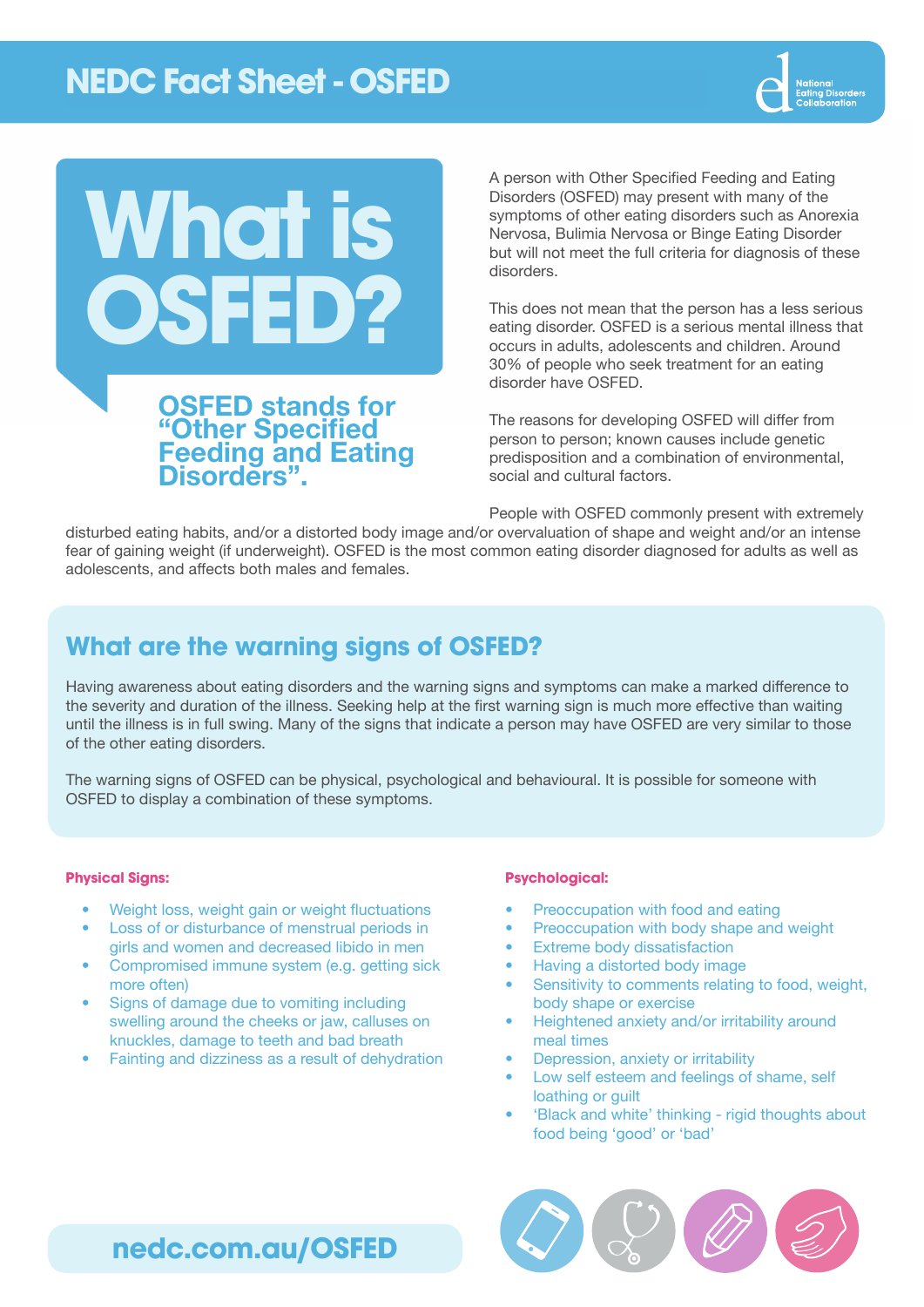# NEDC Fact Sheet - OSFED

National Eating Disorders Collaboration

# What is OSFED?

## OSFED stands for "Other Specified Feeding and Eating Disorders".

A person with Other Specified Feeding and Eating Disorders (OSFED) may present with many of the symptoms of other eating disorders such as Anorexia Nervosa, Bulimia Nervosa or Binge Eating Disorder but will not meet the full criteria for diagnosis of these disorders.

This does not mean that the person has a less serious eating disorder. OSFED is a serious mental illness that occurs in adults, adolescents and children. Around 30% of people who seek treatment for an eating disorder have OSFED.

The reasons for developing OSFED will differ from person to person; known causes include genetic predisposition and a combination of environmental, social and cultural factors.

People with OSFED commonly present with extremely disturbed eating habits, and/or a distorted body image and/or overvaluation of shape and weight and/or an intense fear of gaining weight (if underweight). OSFED is the most common eating disorder diagnosed for adults as well as adolescents, and affects both males and females.

## What are the warning signs of OSFED?

Having awareness about eating disorders and the warning signs and symptoms can make a marked difference to the severity and duration of the illness. Seeking help at the first warning sign is much more effective than waiting until the illness is in full swing. Many of the signs that indicate a person may have OSFED are very similar to those of the other eating disorders.

The warning signs of OSFED can be physical, psychological and behavioural. It is possible for someone with OSFED to display a combination of these symptoms.

### Physical Signs:

- Weight loss, weight gain or weight fluctuations
- Loss of or disturbance of menstrual periods in girls and women and decreased libido in men
- Compromised immune system (e.g. getting sick more often)
- Signs of damage due to vomiting including swelling around the cheeks or jaw, calluses on knuckles, damage to teeth and bad breath
- Fainting and dizziness as a result of dehydration

### Psychological:

- Preoccupation with food and eating
- Preoccupation with body shape and weight
- Extreme body dissatisfaction
- Having a distorted body image
- Sensitivity to comments relating to food, weight, body shape or exercise
- Heightened anxiety and/or irritability around meal times
- Depression, anxiety or irritability
- Low self esteem and feelings of shame, self loathing or guilt
- 'Black and white' thinking - rigid thoughts about food being 'good' or 'bad'

nedc.com.au/OSFED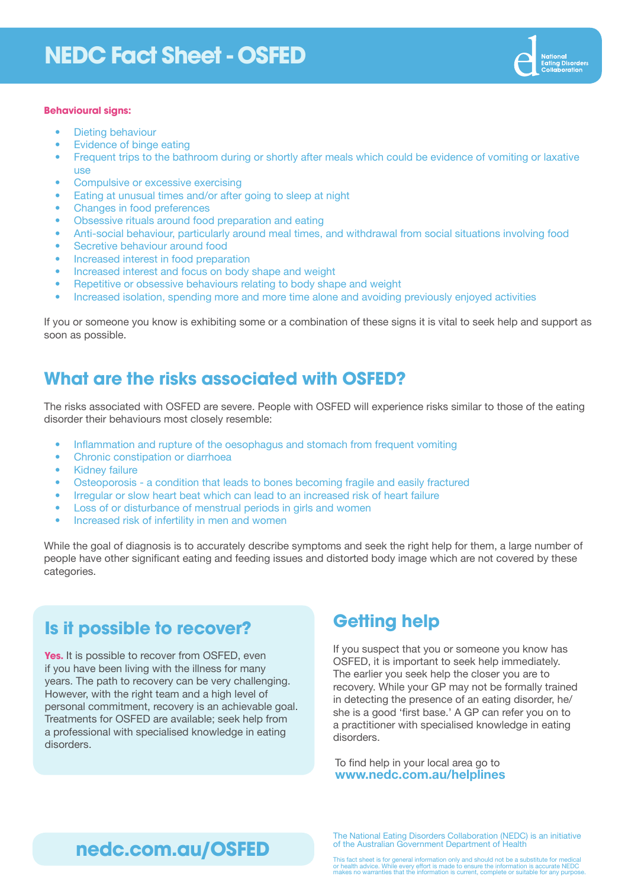# NEDC Fact Sheet - OSFED

**Behavioural signs:**

- Dieting behaviour
- Evidence of binge eating
- Frequent trips to the bathroom during or shortly after meals which could be evidence of vomiting or laxative use
- Compulsive or excessive exercising
- Eating at unusual times and/or after going to sleep at night
- Changes in food preferences
- Obsessive rituals around food preparation and eating
- Anti-social behaviour, particularly around meal times, and withdrawal from social situations involving food
- Secretive behaviour around food
- Increased interest in food preparation
- Increased interest and focus on body shape and weight
- Repetitive or obsessive behaviours relating to body shape and weight
- Increased isolation, spending more and more time alone and avoiding previously enjoyed activities

If you or someone you know is exhibiting some or a combination of these signs it is vital to seek help and support as soon as possible.

## What are the risks associated with OSFED?

The risks associated with OSFED are severe. People with OSFED will experience risks similar to those of the eating disorder their behaviours most closely resemble:

- Inflammation and rupture of the oesophagus and stomach from frequent vomiting
- Chronic constipation or diarrhoea
- Kidney failure
- Osteoporosis - a condition that leads to bones becoming fragile and easily fractured
- Irregular or slow heart beat which can lead to an increased risk of heart failure
- Loss of or disturbance of menstrual periods in girls and women
- Increased risk of infertility in men and women

While the goal of diagnosis is to accurately describe symptoms and seek the right help for them, a large number of people have other significant eating and feeding issues and distorted body image which are not covered by these categories.

## Is it possible to recover?

**Yes.** It is possible to recover from OSFED, even if you have been living with the illness for many years. The path to recovery can be very challenging. However, with the right team and a high level of personal commitment, recovery is an achievable goal. Treatments for OSFED are available; seek help from a professional with specialised knowledge in eating disorders.

## Getting help

If you suspect that you or someone you know has OSFED, it is important to seek help immediately. The earlier you seek help the closer you are to recovery. While your GP may not be formally trained in detecting the presence of an eating disorder, he/she is a good 'first base.' A GP can refer you on to a practitioner with specialised knowledge in eating disorders.

To find help in your local area go to **www.nedc.com.au/helplines**

**nedc.com.au/OSFED**

The National Eating Disorders Collaboration (NEDC) is an initiative of the Australian Government Department of Health

This fact sheet is for general information only and should not be a substitute for medical or health advice. While every effort is made to ensure the information is accurate NEDC makes no warranties that the information is current, complete or suitable for any purpose.